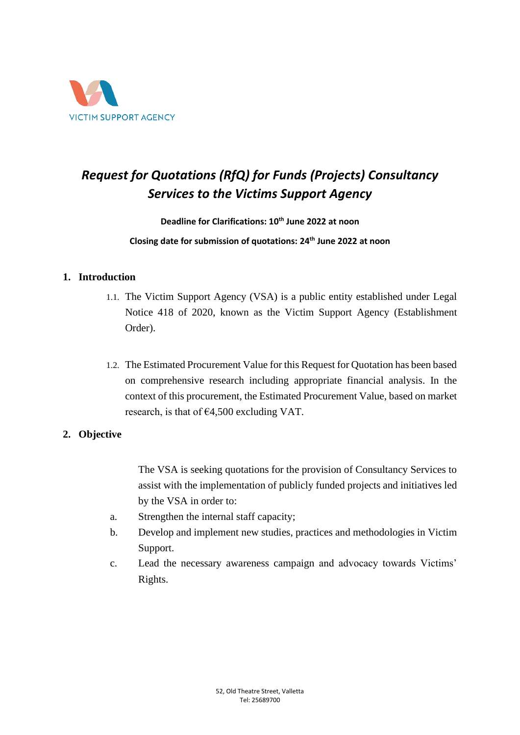VICTIM SUPPORT AGENCY

# *Request for Quotations (RfQ) for Funds (Projects) Consultancy Services to the Victims Support Agency*

**Deadline for Clarifications: 10th June 2022 at noon**

**Closing date for submission of quotations: 24th June 2022 at noon**

## 1. Introduction

1.1. The Victim Support Agency (VSA) is a public entity established under Legal Notice 418 of 2020, known as the Victim Support Agency (Establishment Order).

1.2. The Estimated Procurement Value for this Request for Quotation has been based on comprehensive research including appropriate financial analysis. In the context of this procurement, the Estimated Procurement Value, based on market research, is that of €4,500 excluding VAT.

## 2. Objective

The VSA is seeking quotations for the provision of Consultancy Services to assist with the implementation of publicly funded projects and initiatives led by the VSA in order to:

a. Strengthen the internal staff capacity;

b. Develop and implement new studies, practices and methodologies in Victim Support.

c. Lead the necessary awareness campaign and advocacy towards Victims' Rights.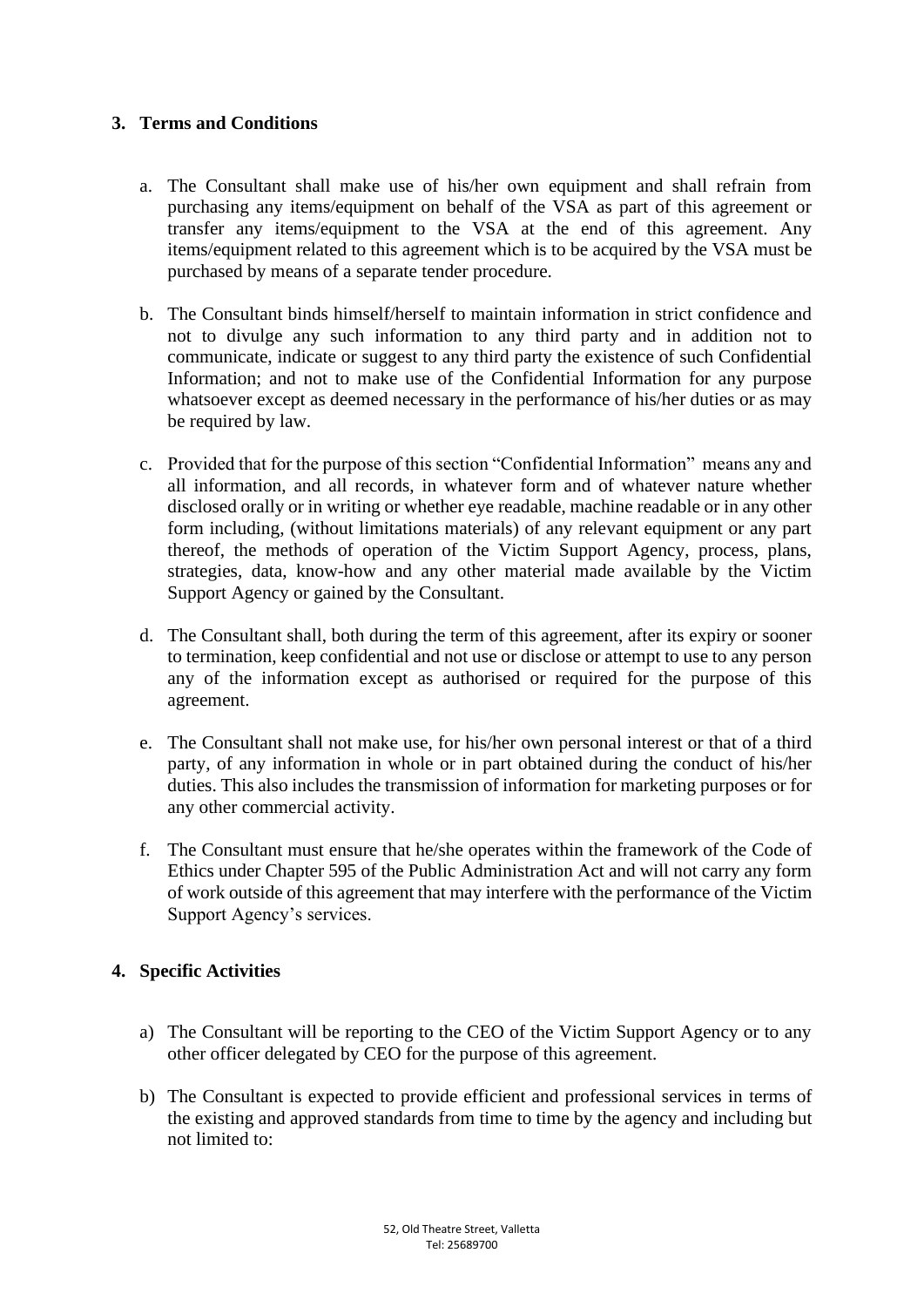## 3. Terms and Conditions

a. The Consultant shall make use of his/her own equipment and shall refrain from purchasing any items/equipment on behalf of the VSA as part of this agreement or transfer any items/equipment to the VSA at the end of this agreement. Any items/equipment related to this agreement which is to be acquired by the VSA must be purchased by means of a separate tender procedure.

b. The Consultant binds himself/herself to maintain information in strict confidence and not to divulge any such information to any third party and in addition not to communicate, indicate or suggest to any third party the existence of such Confidential Information; and not to make use of the Confidential Information for any purpose whatsoever except as deemed necessary in the performance of his/her duties or as may be required by law.

c. Provided that for the purpose of this section "Confidential Information" means any and all information, and all records, in whatever form and of whatever nature whether disclosed orally or in writing or whether eye readable, machine readable or in any other form including, (without limitations materials) of any relevant equipment or any part thereof, the methods of operation of the Victim Support Agency, process, plans, strategies, data, know-how and any other material made available by the Victim Support Agency or gained by the Consultant.

d. The Consultant shall, both during the term of this agreement, after its expiry or sooner to termination, keep confidential and not use or disclose or attempt to use to any person any of the information except as authorised or required for the purpose of this agreement.

e. The Consultant shall not make use, for his/her own personal interest or that of a third party, of any information in whole or in part obtained during the conduct of his/her duties. This also includes the transmission of information for marketing purposes or for any other commercial activity.

f. The Consultant must ensure that he/she operates within the framework of the Code of Ethics under Chapter 595 of the Public Administration Act and will not carry any form of work outside of this agreement that may interfere with the performance of the Victim Support Agency's services.

## 4. Specific Activities

a) The Consultant will be reporting to the CEO of the Victim Support Agency or to any other officer delegated by CEO for the purpose of this agreement.

b) The Consultant is expected to provide efficient and professional services in terms of the existing and approved standards from time to time by the agency and including but not limited to: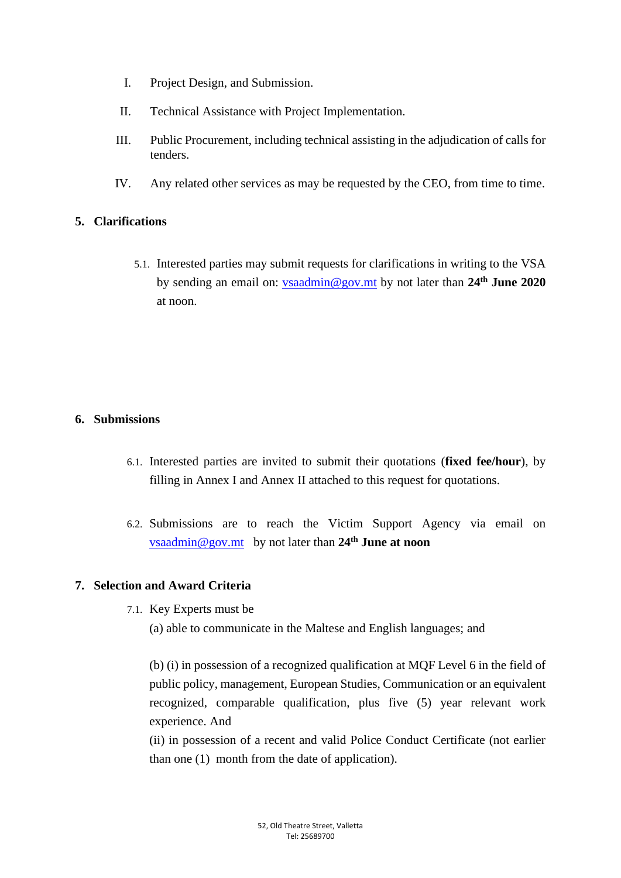I. Project Design, and Submission.

II. Technical Assistance with Project Implementation.

III. Public Procurement, including technical assisting in the adjudication of calls for tenders.

IV. Any related other services as may be requested by the CEO, from time to time.

## 5. Clarifications

5.1. Interested parties may submit requests for clarifications in writing to the VSA by sending an email on: vsaadmin@gov.mt by not later than **24th June 2020** at noon.

## 6. Submissions

6.1. Interested parties are invited to submit their quotations (**fixed fee/hour**), by filling in Annex I and Annex II attached to this request for quotations.

6.2. Submissions are to reach the Victim Support Agency via email on vsaadmin@gov.mt by not later than **24th June at noon**

## 7. Selection and Award Criteria

7.1. Key Experts must be

(a) able to communicate in the Maltese and English languages; and

(b) (i) in possession of a recognized qualification at MQF Level 6 in the field of public policy, management, European Studies, Communication or an equivalent recognized, comparable qualification, plus five (5) year relevant work experience. And

(ii) in possession of a recent and valid Police Conduct Certificate (not earlier than one (1) month from the date of application).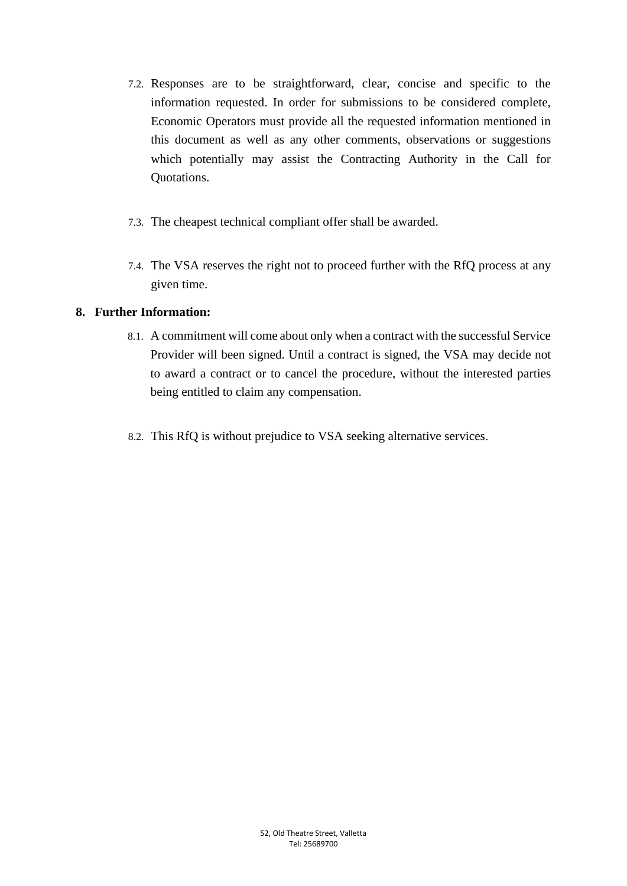7.2. Responses are to be straightforward, clear, concise and specific to the information requested. In order for submissions to be considered complete, Economic Operators must provide all the requested information mentioned in this document as well as any other comments, observations or suggestions which potentially may assist the Contracting Authority in the Call for Quotations.

7.3. The cheapest technical compliant offer shall be awarded.

7.4. The VSA reserves the right not to proceed further with the RfQ process at any given time.

**8. Further Information:**

8.1. A commitment will come about only when a contract with the successful Service Provider will been signed. Until a contract is signed, the VSA may decide not to award a contract or to cancel the procedure, without the interested parties being entitled to claim any compensation.

8.2. This RfQ is without prejudice to VSA seeking alternative services.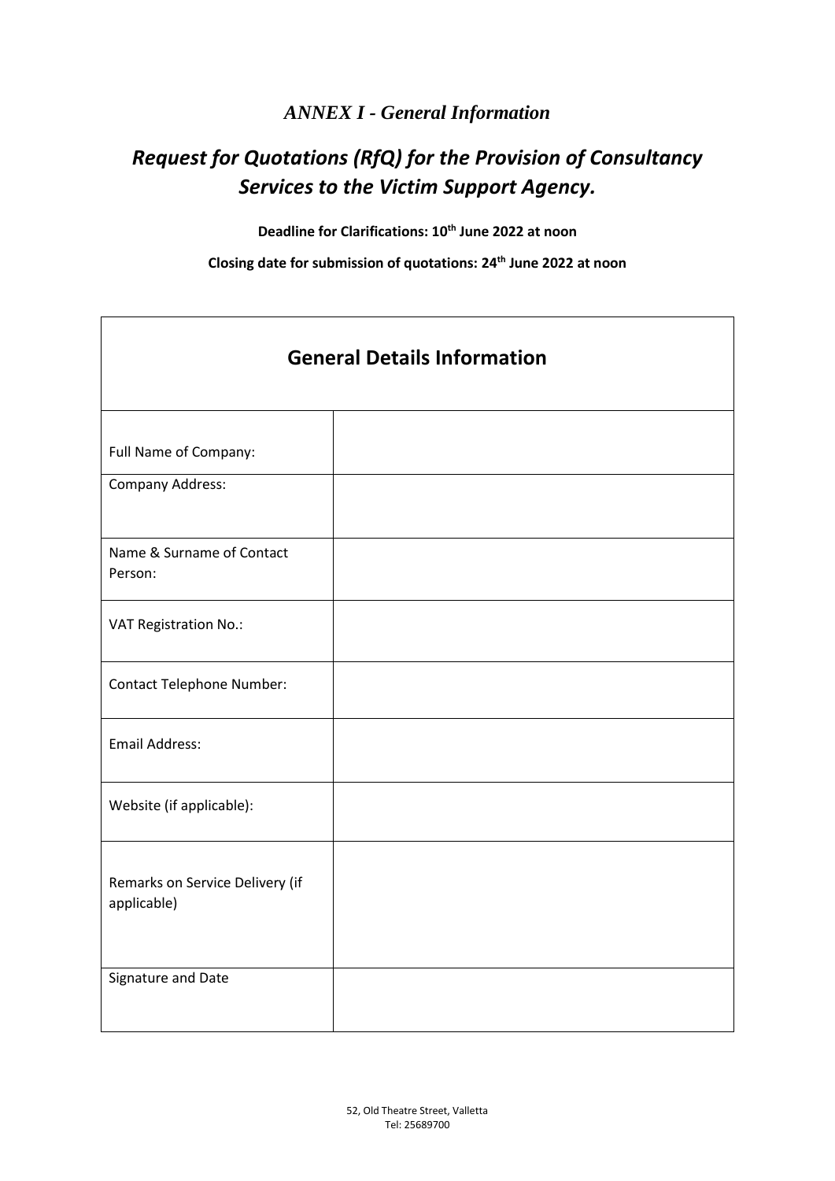*ANNEX I - General Information*

# *Request for Quotations (RfQ) for the Provision of Consultancy Services to the Victim Support Agency.*

**Deadline for Clarifications: 10th June 2022 at noon**

**Closing date for submission of quotations: 24th June 2022 at noon**

| General Details Information | |
|---|---|
| Full Name of Company: | |
| Company Address: | |
| Name & Surname of Contact Person: | |
| VAT Registration No.: | |
| Contact Telephone Number: | |
| Email Address: | |
| Website (if applicable): | |
| Remarks on Service Delivery (if applicable) | |
| Signature and Date | |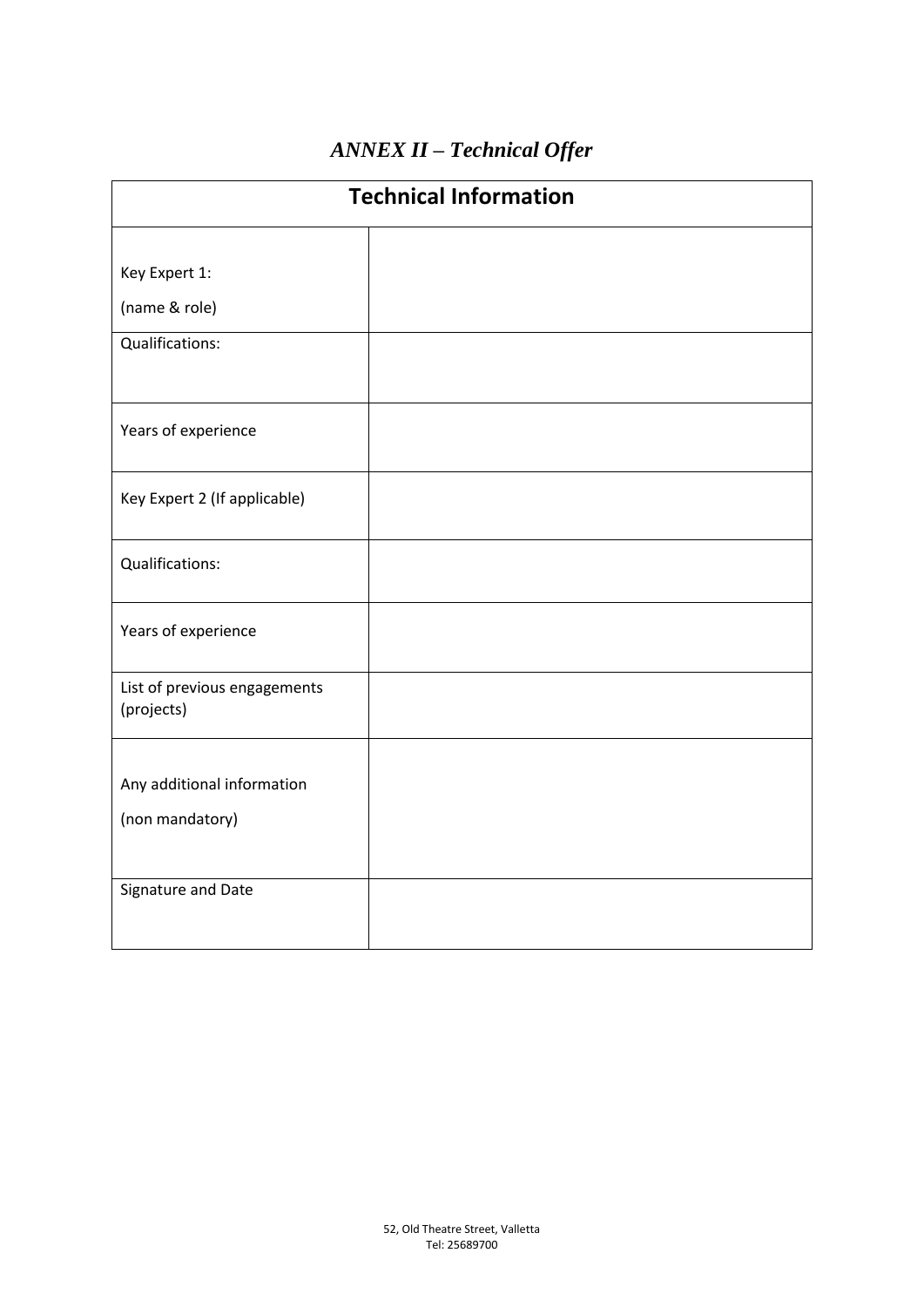# *ANNEX II – Technical Offer*

| Technical Information | |
|---|---|
| Key Expert 1:<br>(name & role) | |
| Qualifications: | |
| Years of experience | |
| Key Expert 2 (If applicable) | |
| Qualifications: | |
| Years of experience | |
| List of previous engagements (projects) | |
| Any additional information<br>(non mandatory) | |
| Signature and Date | |

52, Old Theatre Street, Valletta
Tel: 25689700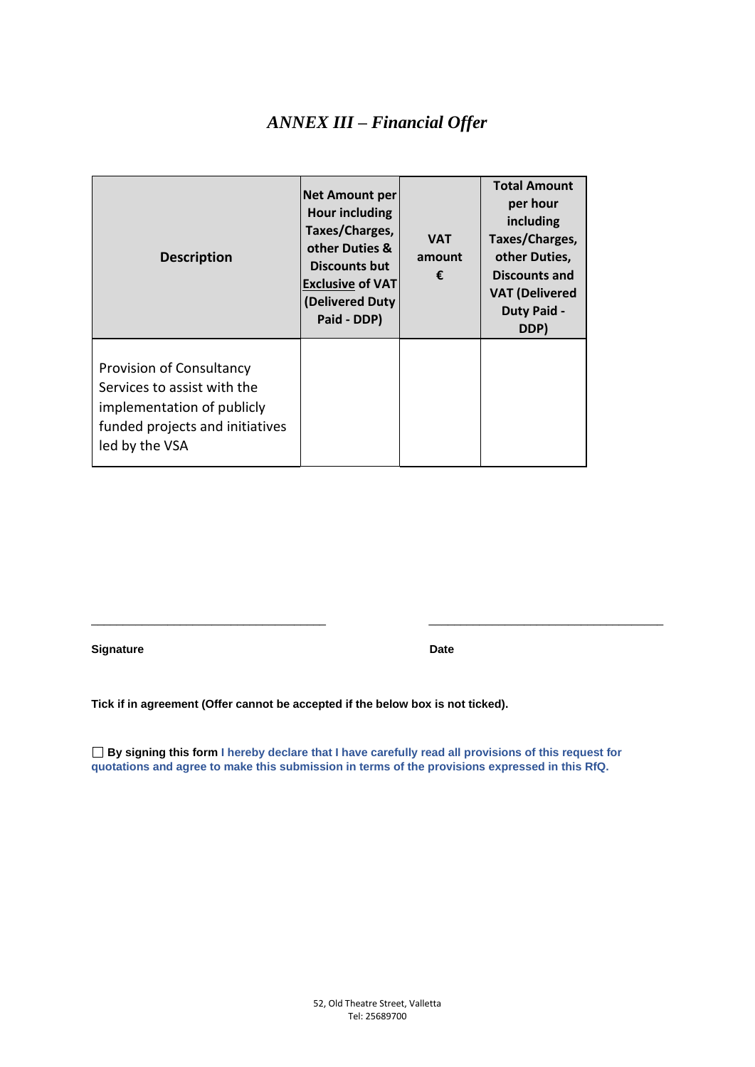# *ANNEX III – Financial Offer*

| Description | Net Amount per Hour including Taxes/Charges, other Duties & Discounts but Exclusive of VAT (Delivered Duty Paid - DDP) | VAT amount € | Total Amount per hour including Taxes/Charges, other Duties, Discounts and VAT (Delivered Duty Paid - DDP) |
|---|---|---|---|
| Provision of Consultancy Services to assist with the implementation of publicly funded projects and initiatives led by the VSA | | | |

\_\_\_\_\_\_\_\_\_\_\_\_\_\_\_\_\_\_\_\_\_\_\_\_\_\_\_\_\_\_\_\_\_\_\_ \_\_\_\_\_\_\_\_\_\_\_\_\_\_\_\_\_\_\_\_\_\_\_\_\_\_\_\_\_\_\_\_\_\_\_

**Signature** **Date**

**Tick if in agreement (Offer cannot be accepted if the below box is not ticked).**

☐ **By signing this form I hereby declare that I have carefully read all provisions of this request for quotations and agree to make this submission in terms of the provisions expressed in this RfQ.**

52, Old Theatre Street, Valletta
Tel: 25689700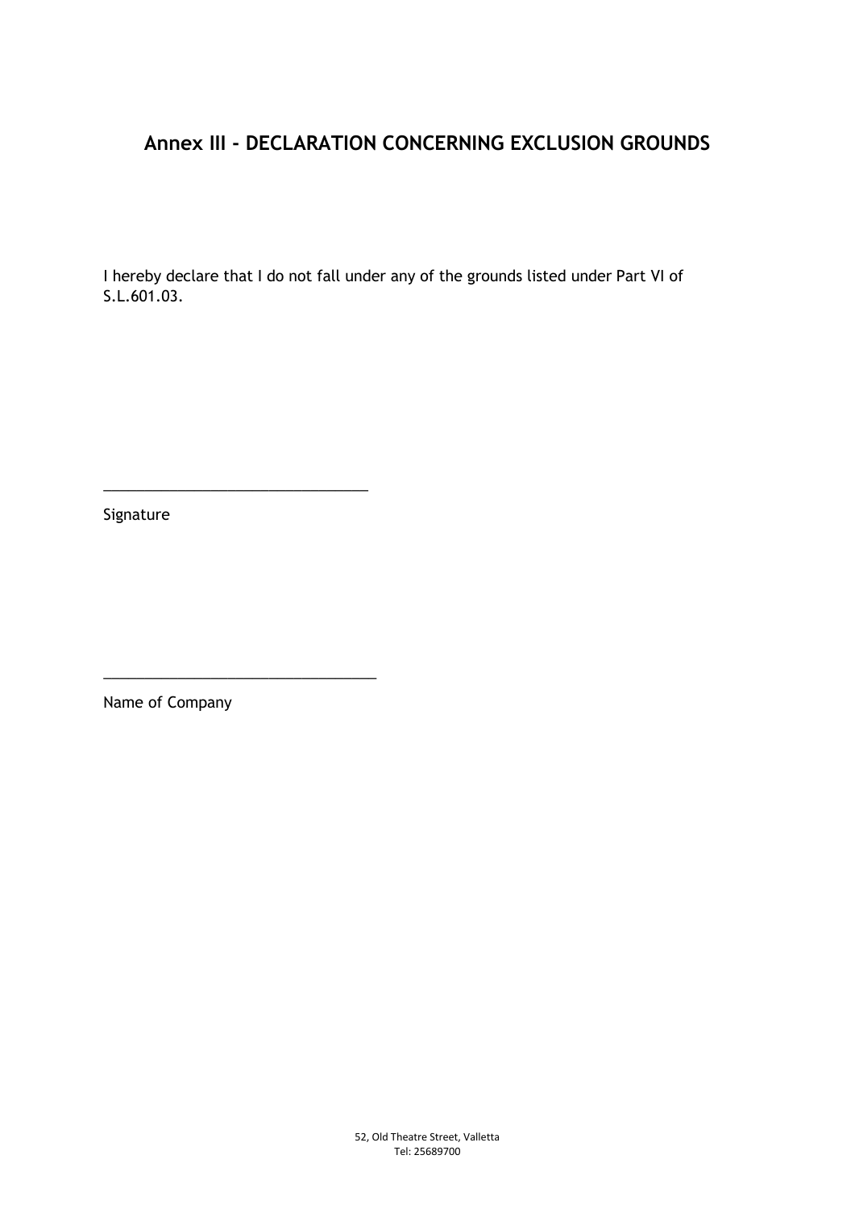## Annex III - DECLARATION CONCERNING EXCLUSION GROUNDS

I hereby declare that I do not fall under any of the grounds listed under Part VI of S.L.601.03.

________________________________

Signature

_________________________________

Name of Company